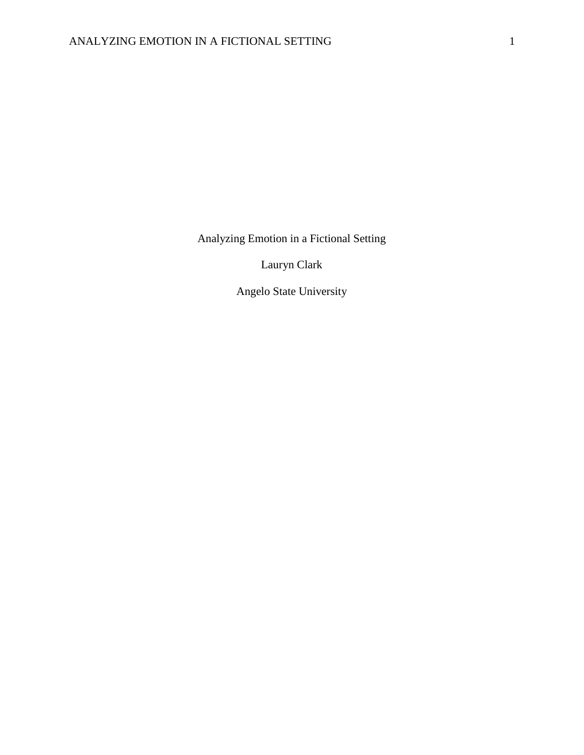# Analyzing Emotion in a Fictional Setting

Lauryn Clark

Angelo State University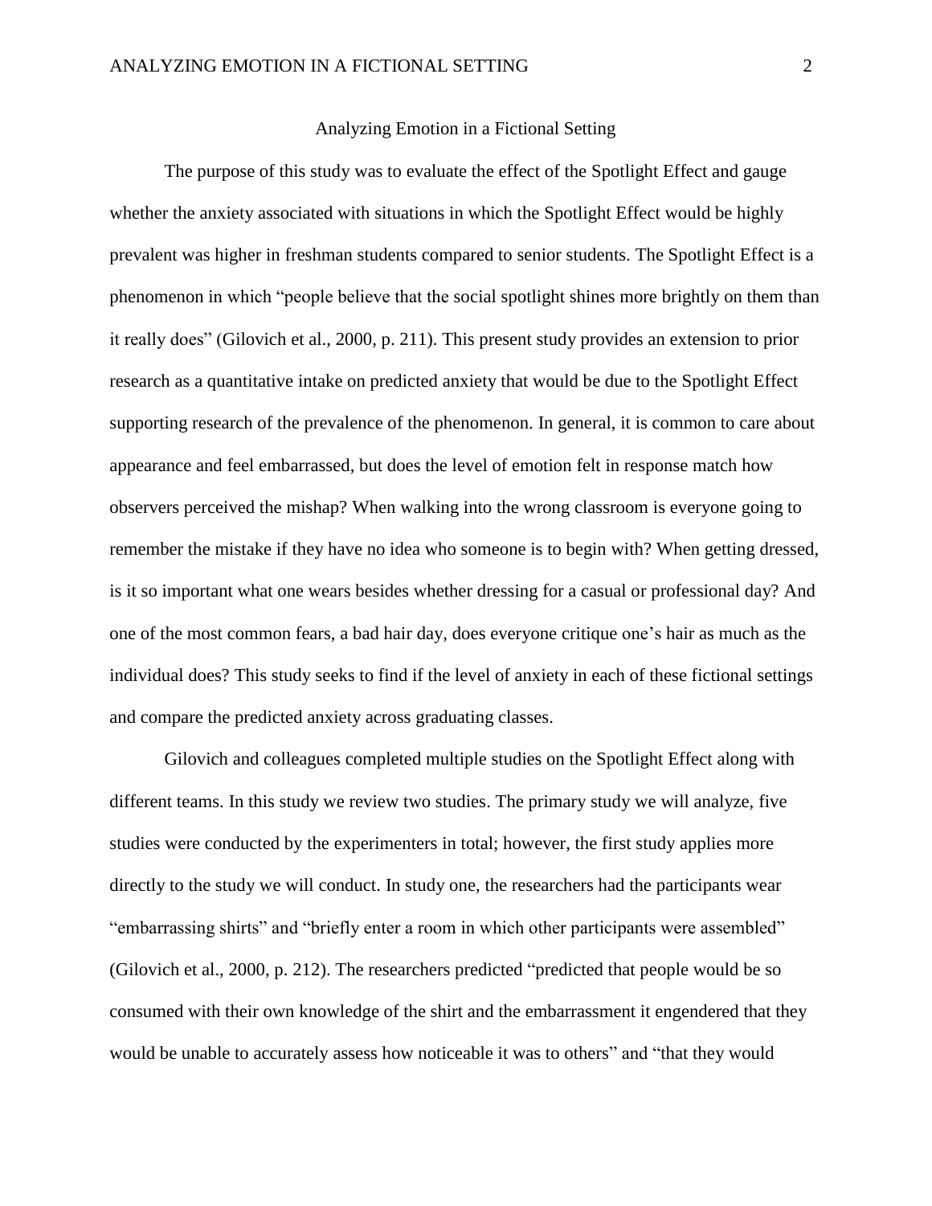# Analyzing Emotion in a Fictional Setting

The purpose of this study was to evaluate the effect of the Spotlight Effect and gauge whether the anxiety associated with situations in which the Spotlight Effect would be highly prevalent was higher in freshman students compared to senior students. The Spotlight Effect is a phenomenon in which "people believe that the social spotlight shines more brightly on them than it really does" (Gilovich et al., 2000, p. 211). This present study provides an extension to prior research as a quantitative intake on predicted anxiety that would be due to the Spotlight Effect supporting research of the prevalence of the phenomenon. In general, it is common to care about appearance and feel embarrassed, but does the level of emotion felt in response match how observers perceived the mishap? When walking into the wrong classroom is everyone going to remember the mistake if they have no idea who someone is to begin with? When getting dressed, is it so important what one wears besides whether dressing for a casual or professional day? And one of the most common fears, a bad hair day, does everyone critique one's hair as much as the individual does? This study seeks to find if the level of anxiety in each of these fictional settings and compare the predicted anxiety across graduating classes.

Gilovich and colleagues completed multiple studies on the Spotlight Effect along with different teams. In this study we review two studies. The primary study we will analyze, five studies were conducted by the experimenters in total; however, the first study applies more directly to the study we will conduct. In study one, the researchers had the participants wear "embarrassing shirts" and "briefly enter a room in which other participants were assembled" (Gilovich et al., 2000, p. 212). The researchers predicted "predicted that people would be so consumed with their own knowledge of the shirt and the embarrassment it engendered that they would be unable to accurately assess how noticeable it was to others" and "that they would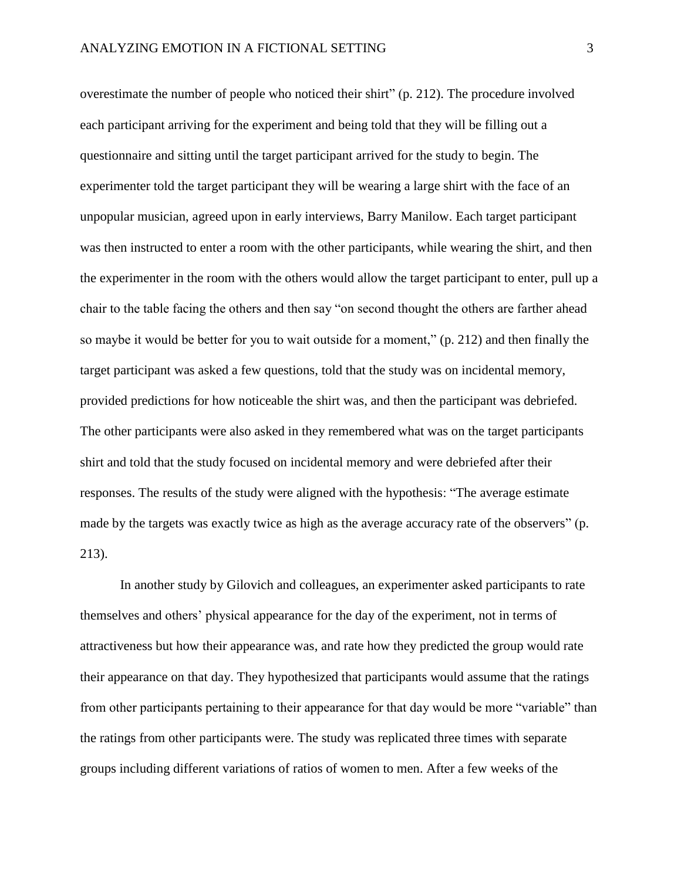overestimate the number of people who noticed their shirt" (p. 212). The procedure involved each participant arriving for the experiment and being told that they will be filling out a questionnaire and sitting until the target participant arrived for the study to begin. The experimenter told the target participant they will be wearing a large shirt with the face of an unpopular musician, agreed upon in early interviews, Barry Manilow. Each target participant was then instructed to enter a room with the other participants, while wearing the shirt, and then the experimenter in the room with the others would allow the target participant to enter, pull up a chair to the table facing the others and then say "on second thought the others are farther ahead so maybe it would be better for you to wait outside for a moment," (p. 212) and then finally the target participant was asked a few questions, told that the study was on incidental memory, provided predictions for how noticeable the shirt was, and then the participant was debriefed. The other participants were also asked in they remembered what was on the target participants shirt and told that the study focused on incidental memory and were debriefed after their responses. The results of the study were aligned with the hypothesis: "The average estimate made by the targets was exactly twice as high as the average accuracy rate of the observers" (p. 213).

In another study by Gilovich and colleagues, an experimenter asked participants to rate themselves and others' physical appearance for the day of the experiment, not in terms of attractiveness but how their appearance was, and rate how they predicted the group would rate their appearance on that day. They hypothesized that participants would assume that the ratings from other participants pertaining to their appearance for that day would be more "variable" than the ratings from other participants were. The study was replicated three times with separate groups including different variations of ratios of women to men. After a few weeks of the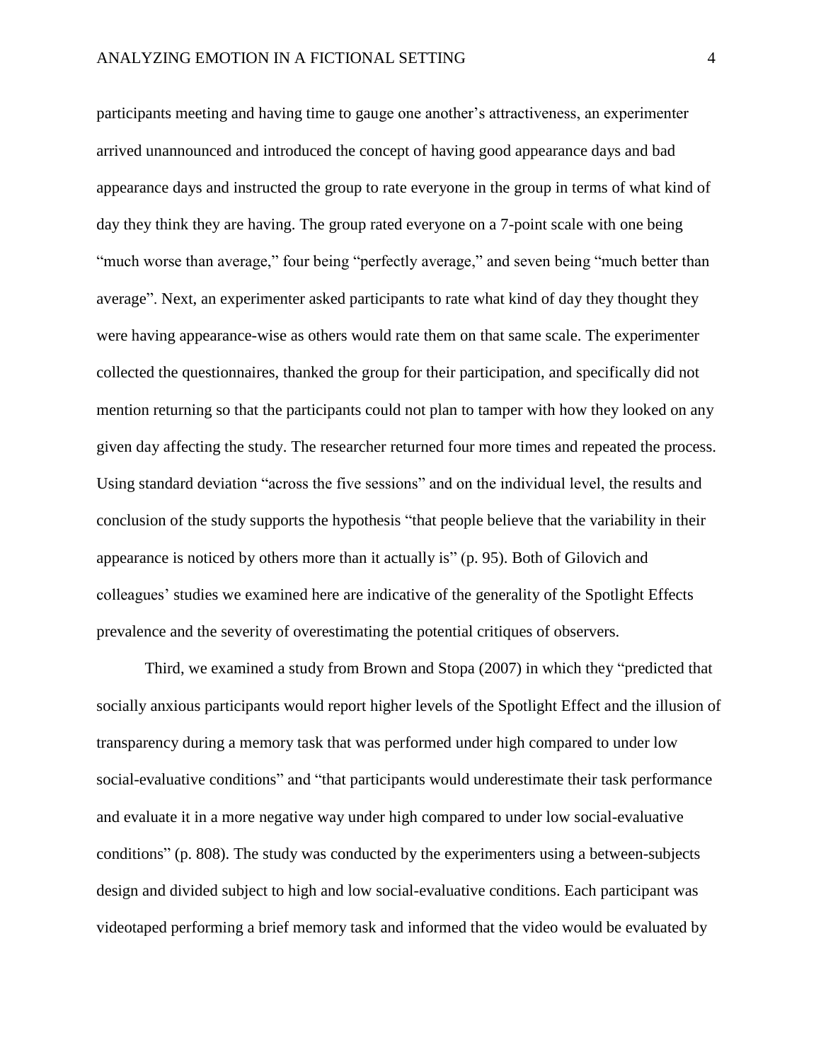participants meeting and having time to gauge one another's attractiveness, an experimenter arrived unannounced and introduced the concept of having good appearance days and bad appearance days and instructed the group to rate everyone in the group in terms of what kind of day they think they are having. The group rated everyone on a 7-point scale with one being "much worse than average," four being "perfectly average," and seven being "much better than average". Next, an experimenter asked participants to rate what kind of day they thought they were having appearance-wise as others would rate them on that same scale. The experimenter collected the questionnaires, thanked the group for their participation, and specifically did not mention returning so that the participants could not plan to tamper with how they looked on any given day affecting the study. The researcher returned four more times and repeated the process. Using standard deviation "across the five sessions" and on the individual level, the results and conclusion of the study supports the hypothesis "that people believe that the variability in their appearance is noticed by others more than it actually is" (p. 95). Both of Gilovich and colleagues' studies we examined here are indicative of the generality of the Spotlight Effects prevalence and the severity of overestimating the potential critiques of observers.

Third, we examined a study from Brown and Stopa (2007) in which they "predicted that socially anxious participants would report higher levels of the Spotlight Effect and the illusion of transparency during a memory task that was performed under high compared to under low social-evaluative conditions" and "that participants would underestimate their task performance and evaluate it in a more negative way under high compared to under low social-evaluative conditions" (p. 808). The study was conducted by the experimenters using a between-subjects design and divided subject to high and low social-evaluative conditions. Each participant was videotaped performing a brief memory task and informed that the video would be evaluated by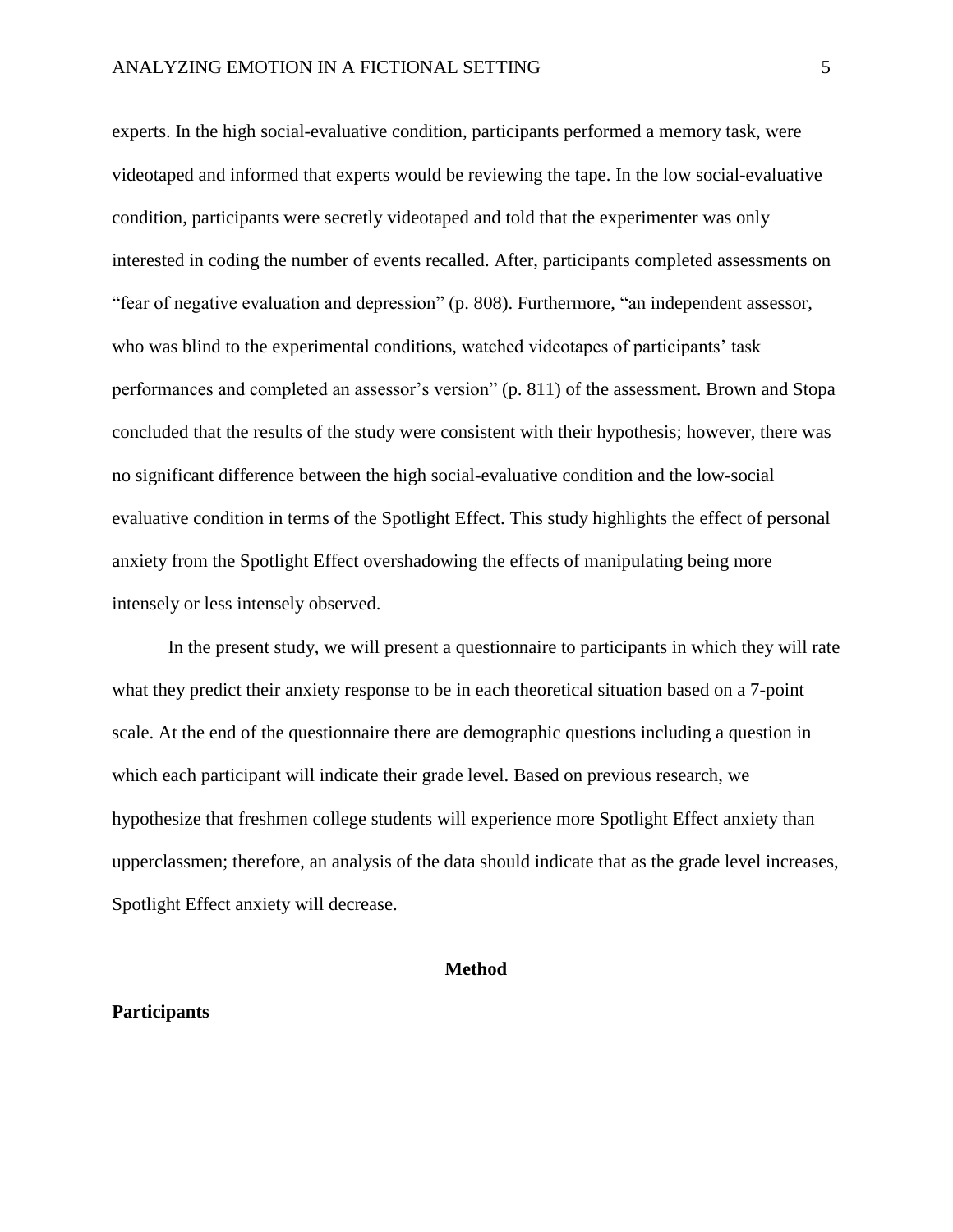experts. In the high social-evaluative condition, participants performed a memory task, were videotaped and informed that experts would be reviewing the tape. In the low social-evaluative condition, participants were secretly videotaped and told that the experimenter was only interested in coding the number of events recalled. After, participants completed assessments on "fear of negative evaluation and depression" (p. 808). Furthermore, "an independent assessor, who was blind to the experimental conditions, watched videotapes of participants' task performances and completed an assessor's version" (p. 811) of the assessment. Brown and Stopa concluded that the results of the study were consistent with their hypothesis; however, there was no significant difference between the high social-evaluative condition and the low-social evaluative condition in terms of the Spotlight Effect. This study highlights the effect of personal anxiety from the Spotlight Effect overshadowing the effects of manipulating being more intensely or less intensely observed.

In the present study, we will present a questionnaire to participants in which they will rate what they predict their anxiety response to be in each theoretical situation based on a 7-point scale. At the end of the questionnaire there are demographic questions including a question in which each participant will indicate their grade level. Based on previous research, we hypothesize that freshmen college students will experience more Spotlight Effect anxiety than upperclassmen; therefore, an analysis of the data should indicate that as the grade level increases, Spotlight Effect anxiety will decrease.

## Method

### Participants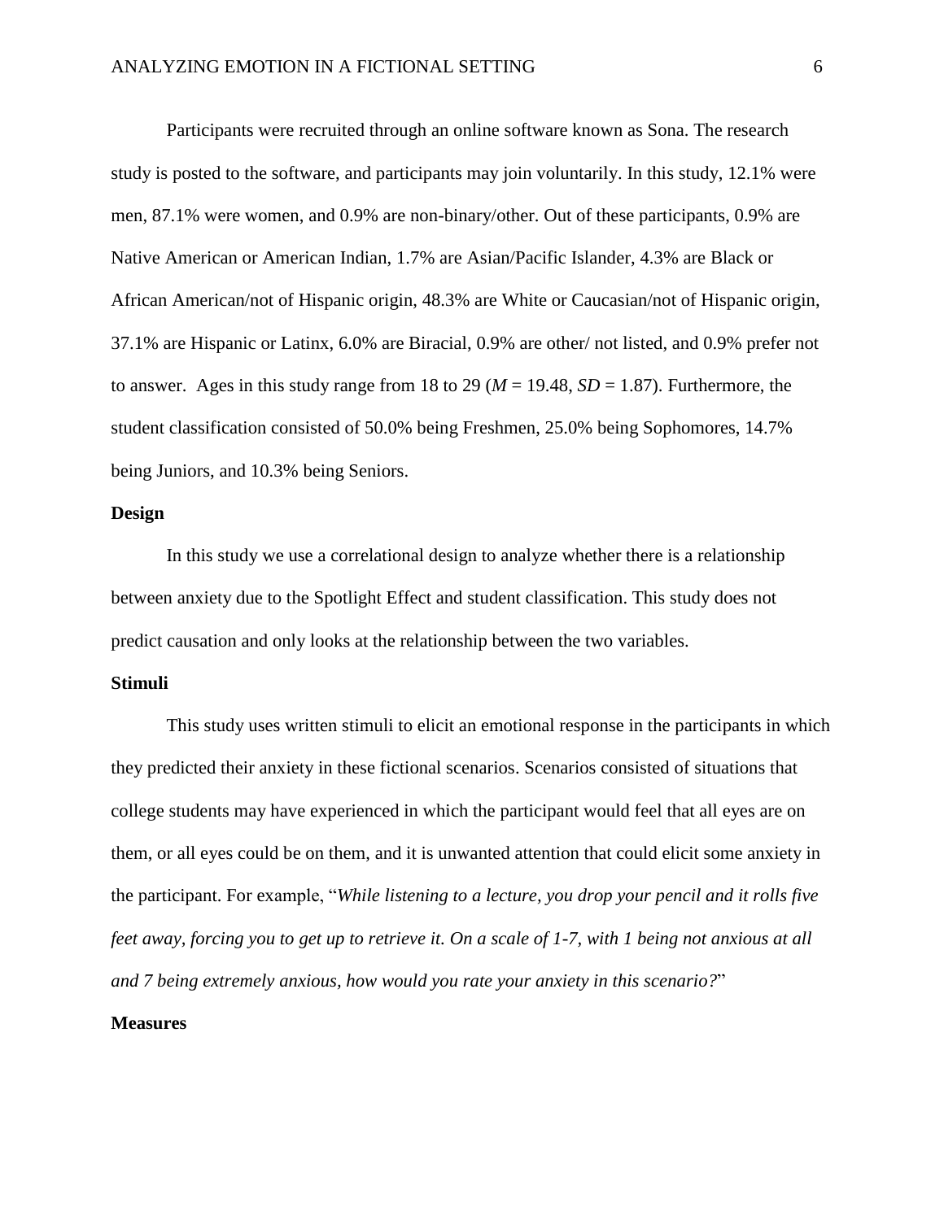Participants were recruited through an online software known as Sona. The research study is posted to the software, and participants may join voluntarily. In this study, 12.1% were men, 87.1% were women, and 0.9% are non-binary/other. Out of these participants, 0.9% are Native American or American Indian, 1.7% are Asian/Pacific Islander, 4.3% are Black or African American/not of Hispanic origin, 48.3% are White or Caucasian/not of Hispanic origin, 37.1% are Hispanic or Latinx, 6.0% are Biracial, 0.9% are other/ not listed, and 0.9% prefer not to answer. Ages in this study range from 18 to 29 ($M$ = 19.48, $SD$ = 1.87). Furthermore, the student classification consisted of 50.0% being Freshmen, 25.0% being Sophomores, 14.7% being Juniors, and 10.3% being Seniors.

## Design

In this study we use a correlational design to analyze whether there is a relationship between anxiety due to the Spotlight Effect and student classification. This study does not predict causation and only looks at the relationship between the two variables.

## Stimuli

This study uses written stimuli to elicit an emotional response in the participants in which they predicted their anxiety in these fictional scenarios. Scenarios consisted of situations that college students may have experienced in which the participant would feel that all eyes are on them, or all eyes could be on them, and it is unwanted attention that could elicit some anxiety in the participant. For example, "*While listening to a lecture, you drop your pencil and it rolls five feet away, forcing you to get up to retrieve it. On a scale of 1-7, with 1 being not anxious at all and 7 being extremely anxious, how would you rate your anxiety in this scenario?*"

## Measures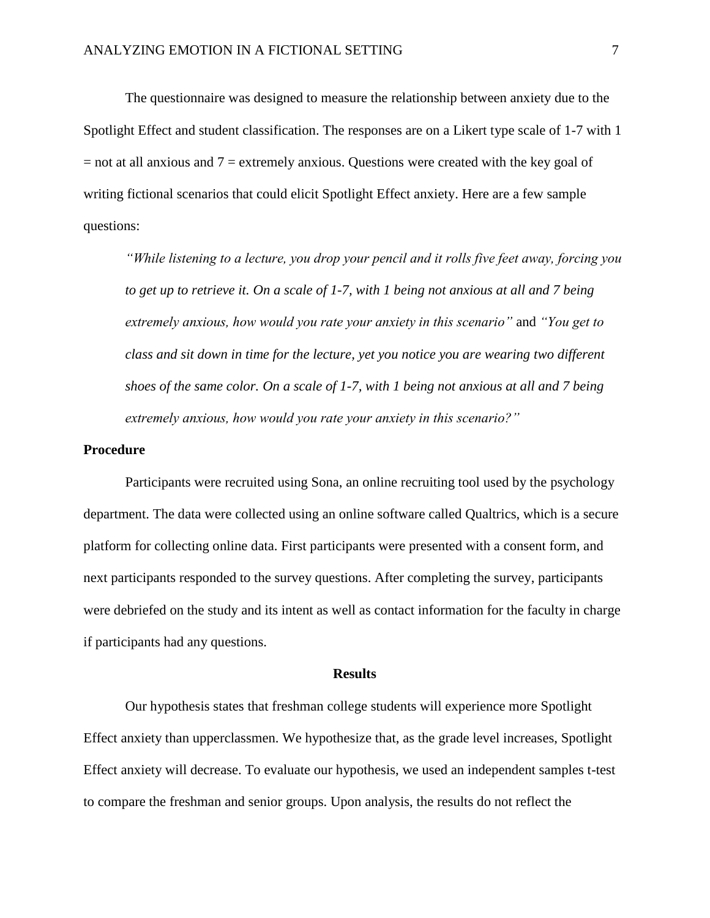The questionnaire was designed to measure the relationship between anxiety due to the Spotlight Effect and student classification. The responses are on a Likert type scale of 1-7 with 1 = not at all anxious and 7 = extremely anxious. Questions were created with the key goal of writing fictional scenarios that could elicit Spotlight Effect anxiety. Here are a few sample questions:

> *"While listening to a lecture, you drop your pencil and it rolls five feet away, forcing you to get up to retrieve it. On a scale of 1-7, with 1 being not anxious at all and 7 being extremely anxious, how would you rate your anxiety in this scenario"* and *"You get to class and sit down in time for the lecture, yet you notice you are wearing two different shoes of the same color. On a scale of 1-7, with 1 being not anxious at all and 7 being extremely anxious, how would you rate your anxiety in this scenario?"*

### Procedure

Participants were recruited using Sona, an online recruiting tool used by the psychology department. The data were collected using an online software called Qualtrics, which is a secure platform for collecting online data. First participants were presented with a consent form, and next participants responded to the survey questions. After completing the survey, participants were debriefed on the study and its intent as well as contact information for the faculty in charge if participants had any questions.

## Results

Our hypothesis states that freshman college students will experience more Spotlight Effect anxiety than upperclassmen. We hypothesize that, as the grade level increases, Spotlight Effect anxiety will decrease. To evaluate our hypothesis, we used an independent samples t-test to compare the freshman and senior groups. Upon analysis, the results do not reflect the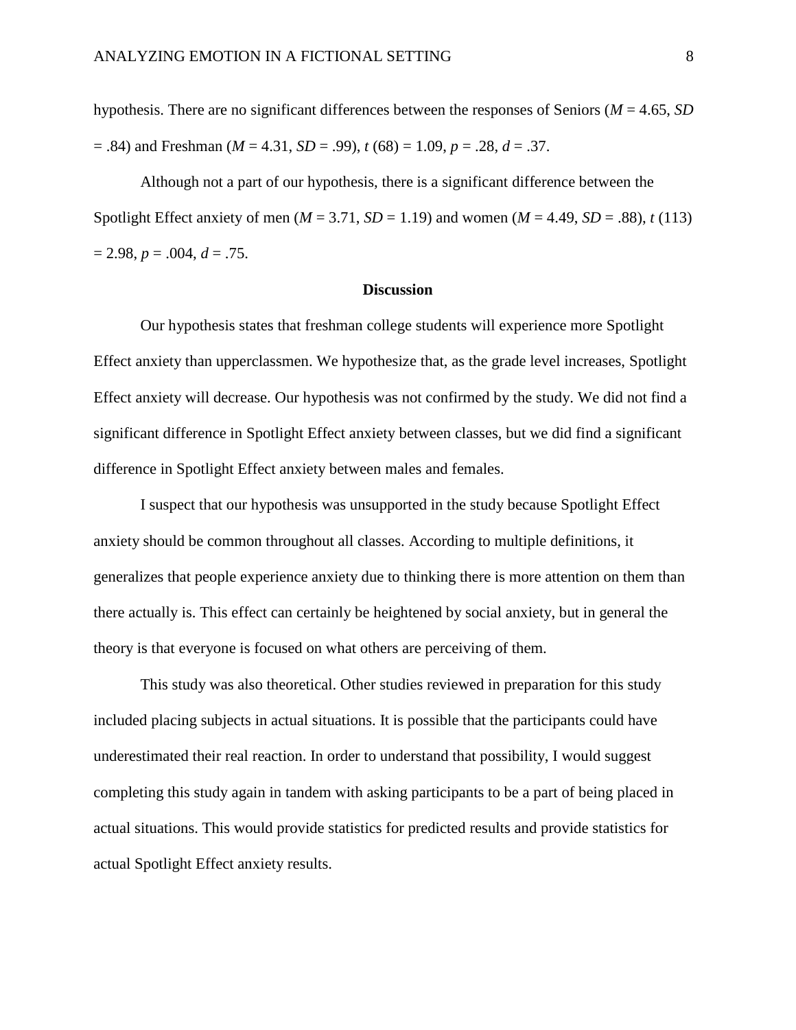hypothesis. There are no significant differences between the responses of Seniors ($M$ = 4.65, $SD$ = .84) and Freshman ($M$ = 4.31, $SD$ = .99), $t$ (68) = 1.09, $p$ = .28, $d$ = .37.

Although not a part of our hypothesis, there is a significant difference between the Spotlight Effect anxiety of men ($M$ = 3.71, $SD$ = 1.19) and women ($M$ = 4.49, $SD$ = .88), $t$ (113) = 2.98, $p$ = .004, $d$ = .75.

## Discussion

Our hypothesis states that freshman college students will experience more Spotlight Effect anxiety than upperclassmen. We hypothesize that, as the grade level increases, Spotlight Effect anxiety will decrease. Our hypothesis was not confirmed by the study. We did not find a significant difference in Spotlight Effect anxiety between classes, but we did find a significant difference in Spotlight Effect anxiety between males and females.

I suspect that our hypothesis was unsupported in the study because Spotlight Effect anxiety should be common throughout all classes. According to multiple definitions, it generalizes that people experience anxiety due to thinking there is more attention on them than there actually is. This effect can certainly be heightened by social anxiety, but in general the theory is that everyone is focused on what others are perceiving of them.

This study was also theoretical. Other studies reviewed in preparation for this study included placing subjects in actual situations. It is possible that the participants could have underestimated their real reaction. In order to understand that possibility, I would suggest completing this study again in tandem with asking participants to be a part of being placed in actual situations. This would provide statistics for predicted results and provide statistics for actual Spotlight Effect anxiety results.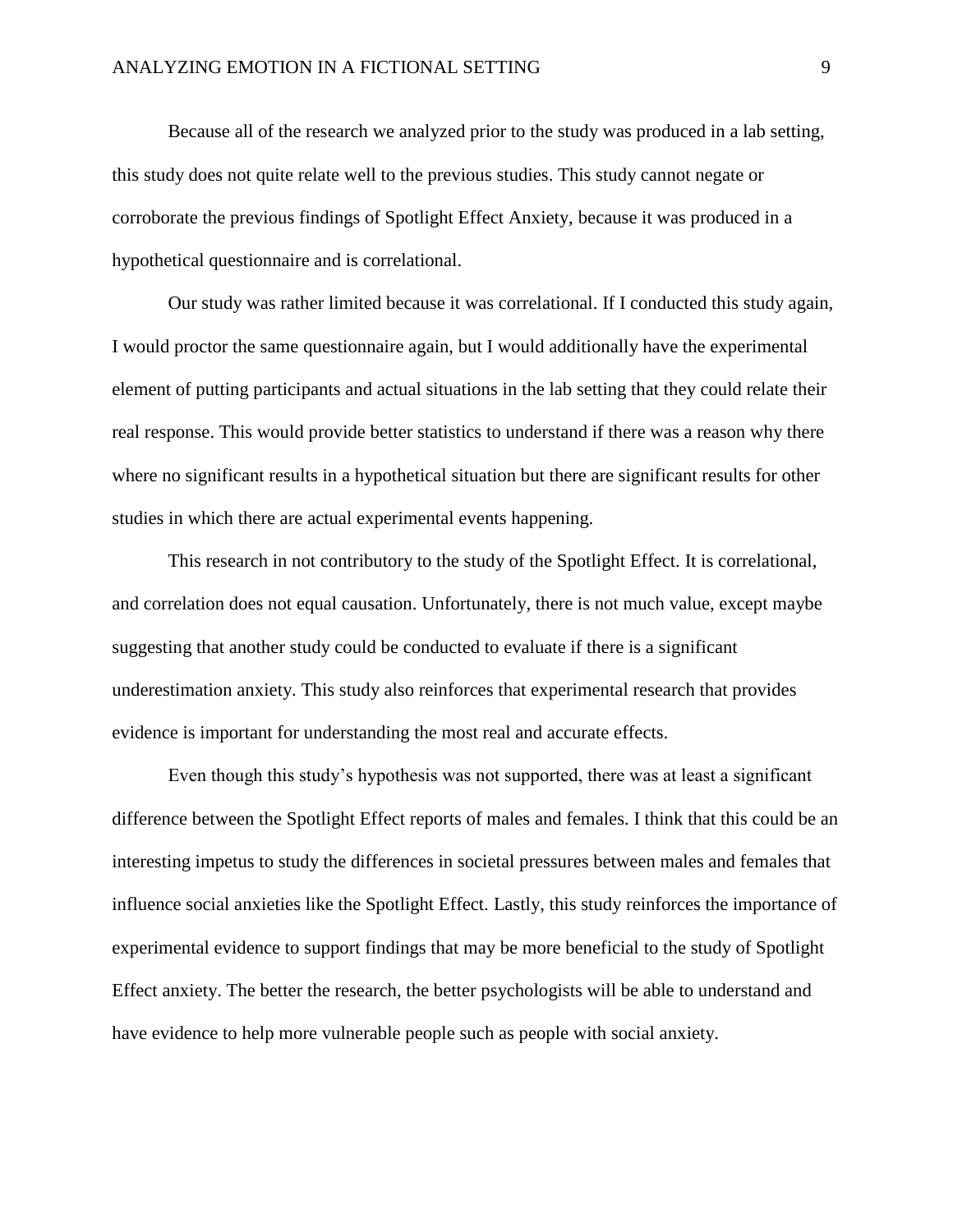Because all of the research we analyzed prior to the study was produced in a lab setting, this study does not quite relate well to the previous studies. This study cannot negate or corroborate the previous findings of Spotlight Effect Anxiety, because it was produced in a hypothetical questionnaire and is correlational.

Our study was rather limited because it was correlational. If I conducted this study again, I would proctor the same questionnaire again, but I would additionally have the experimental element of putting participants and actual situations in the lab setting that they could relate their real response. This would provide better statistics to understand if there was a reason why there where no significant results in a hypothetical situation but there are significant results for other studies in which there are actual experimental events happening.

This research in not contributory to the study of the Spotlight Effect. It is correlational, and correlation does not equal causation. Unfortunately, there is not much value, except maybe suggesting that another study could be conducted to evaluate if there is a significant underestimation anxiety. This study also reinforces that experimental research that provides evidence is important for understanding the most real and accurate effects.

Even though this study's hypothesis was not supported, there was at least a significant difference between the Spotlight Effect reports of males and females. I think that this could be an interesting impetus to study the differences in societal pressures between males and females that influence social anxieties like the Spotlight Effect. Lastly, this study reinforces the importance of experimental evidence to support findings that may be more beneficial to the study of Spotlight Effect anxiety. The better the research, the better psychologists will be able to understand and have evidence to help more vulnerable people such as people with social anxiety.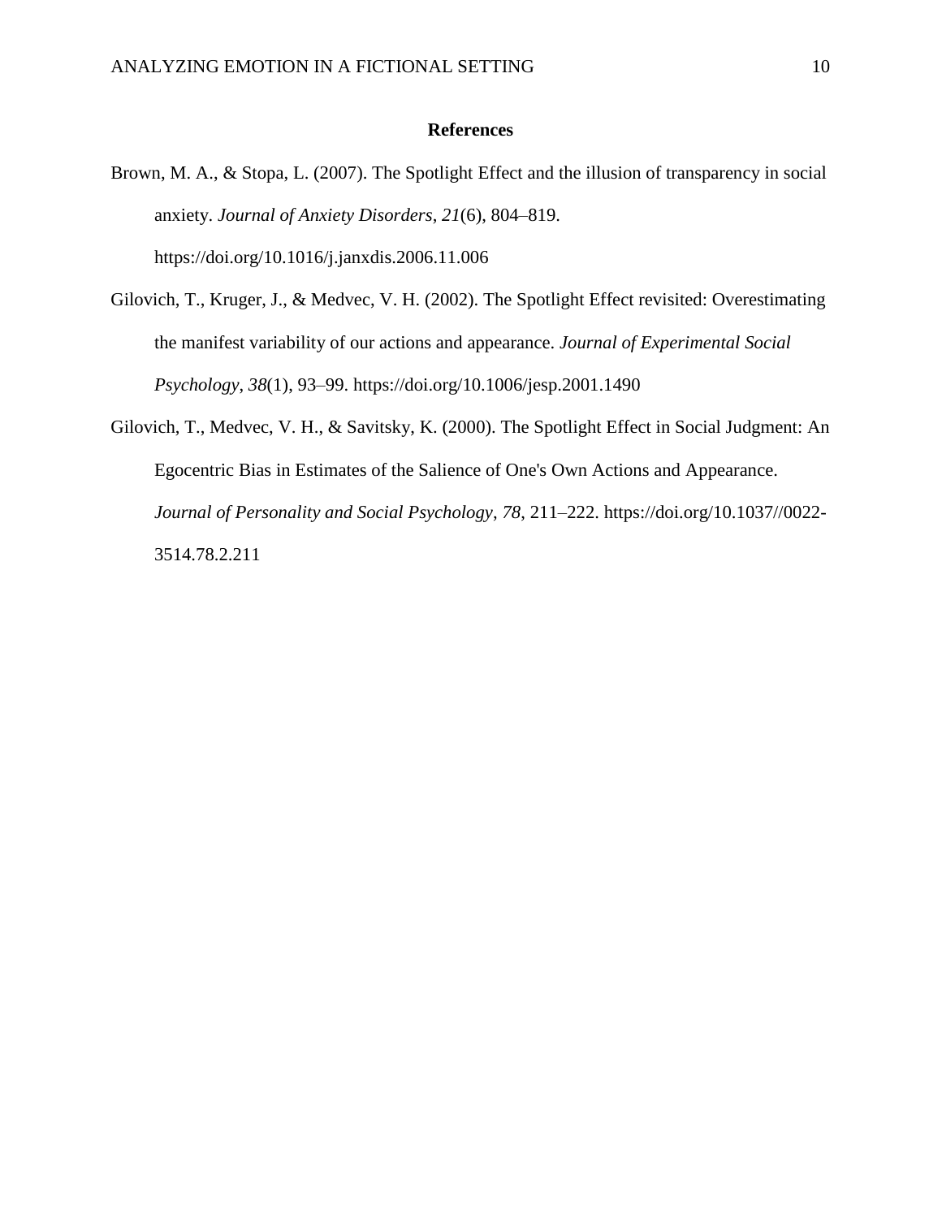# References

Brown, M. A., & Stopa, L. (2007). The Spotlight Effect and the illusion of transparency in social anxiety. *Journal of Anxiety Disorders*, *21*(6), 804–819. https://doi.org/10.1016/j.janxdis.2006.11.006

Gilovich, T., Kruger, J., & Medvec, V. H. (2002). The Spotlight Effect revisited: Overestimating the manifest variability of our actions and appearance. *Journal of Experimental Social Psychology*, *38*(1), 93–99. https://doi.org/10.1006/jesp.2001.1490

Gilovich, T., Medvec, V. H., & Savitsky, K. (2000). The Spotlight Effect in Social Judgment: An Egocentric Bias in Estimates of the Salience of One's Own Actions and Appearance. *Journal of Personality and Social Psychology*, *78*, 211–222. https://doi.org/10.1037//0022-3514.78.2.211